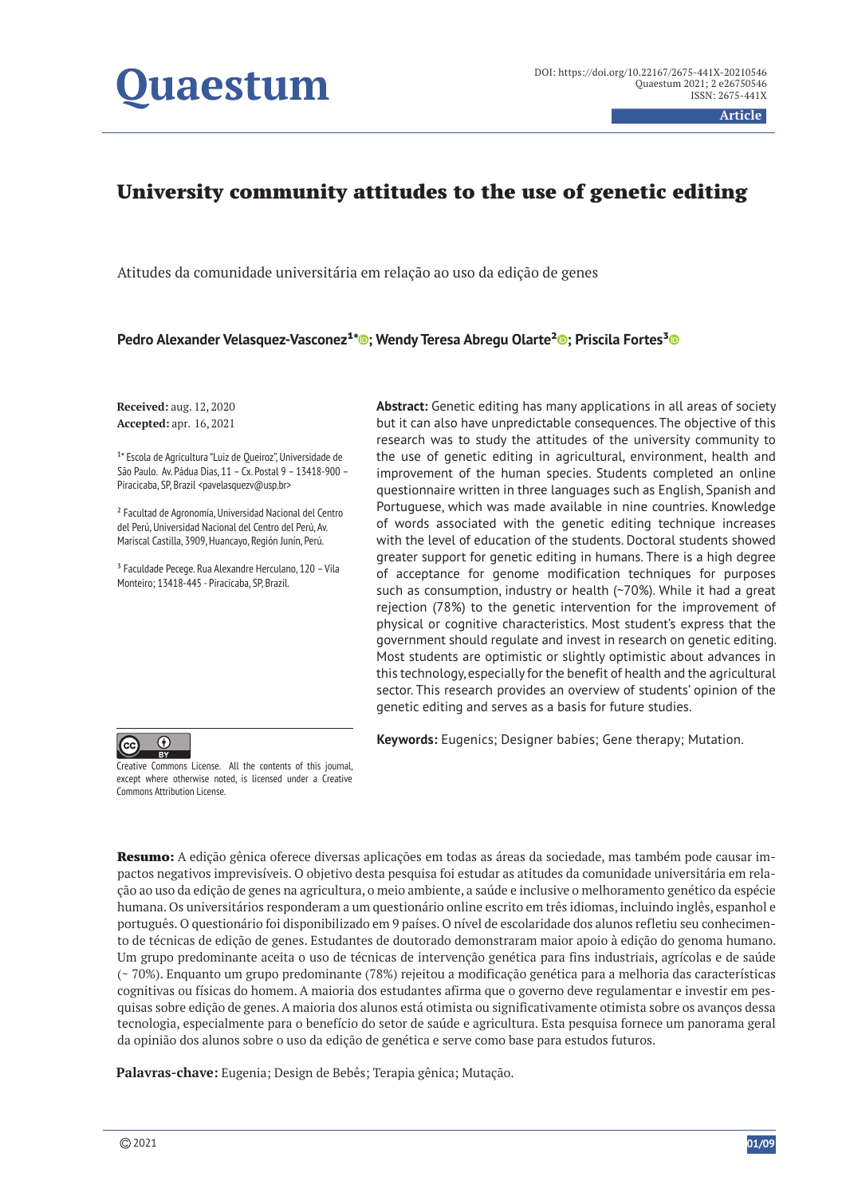DOI: https://doi.org/10.22167/2675-441X-20210546
Quaestum 2021; 2 e26750546
ISSN: 2675-441X

Article

# University community attitudes to the use of genetic editing

Atitudes da comunidade universitária em relação ao uso da edição de genes

**Pedro Alexander Velasquez-Vasconez[1*]; Wendy Teresa Abregu Olarte[2]; Priscila Fortes[3]**

**Received:** aug. 12, 2020
**Accepted:** apr. 16, 2021

[1*] Escola de Agricultura "Luiz de Queiroz", Universidade de São Paulo. Av. Pádua Dias, 11 – Cx. Postal 9 – 13418-900 – Piracicaba, SP, Brazil <pavelasquezv@usp.br>

[2] Facultad de Agronomía, Universidad Nacional del Centro del Perú, Universidad Nacional del Centro del Perú, Av. Mariscal Castilla, 3909, Huancayo, Región Junín, Perú.

[3] Faculdade Pecege. Rua Alexandre Herculano, 120 – Vila Monteiro; 13418-445 - Piracicaba, SP, Brazil.

**Abstract:** Genetic editing has many applications in all areas of society but it can also have unpredictable consequences. The objective of this research was to study the attitudes of the university community to the use of genetic editing in agricultural, environment, health and improvement of the human species. Students completed an online questionnaire written in three languages such as English, Spanish and Portuguese, which was made available in nine countries. Knowledge of words associated with the genetic editing technique increases with the level of education of the students. Doctoral students showed greater support for genetic editing in humans. There is a high degree of acceptance for genome modification techniques for purposes such as consumption, industry or health (~70%). While it had a great rejection (78%) to the genetic intervention for the improvement of physical or cognitive characteristics. Most student's express that the government should regulate and invest in research on genetic editing. Most students are optimistic or slightly optimistic about advances in this technology, especially for the benefit of health and the agricultural sector. This research provides an overview of students' opinion of the genetic editing and serves as a basis for future studies.

**Keywords:** Eugenics; Designer babies; Gene therapy; Mutation.

Creative Commons License. All the contents of this journal, except where otherwise noted, is licensed under a Creative Commons Attribution License.

**Resumo:** A edição gênica oferece diversas aplicações em todas as áreas da sociedade, mas também pode causar impactos negativos imprevisíveis. O objetivo desta pesquisa foi estudar as atitudes da comunidade universitária em relação ao uso da edição de genes na agricultura, o meio ambiente, a saúde e inclusive o melhoramento genético da espécie humana. Os universitários responderam a um questionário online escrito em três idiomas, incluindo inglês, espanhol e português. O questionário foi disponibilizado em 9 países. O nível de escolaridade dos alunos refletiu seu conhecimento de técnicas de edição de genes. Estudantes de doutorado demonstraram maior apoio à edição do genoma humano. Um grupo predominante aceita o uso de técnicas de intervenção genética para fins industriais, agrícolas e de saúde (~ 70%). Enquanto um grupo predominante (78%) rejeitou a modificação genética para a melhoria das características cognitivas ou físicas do homem. A maioria dos estudantes afirma que o governo deve regulamentar e investir em pesquisas sobre edição de genes. A maioria dos alunos está otimista ou significativamente otimista sobre os avanços dessa tecnologia, especialmente para o benefício do setor de saúde e agricultura. Esta pesquisa fornece um panorama geral da opinião dos alunos sobre o uso da edição de genética e serve como base para estudos futuros.

**Palavras-chave:** Eugenia; Design de Bebês; Terapia gênica; Mutação.

© 2021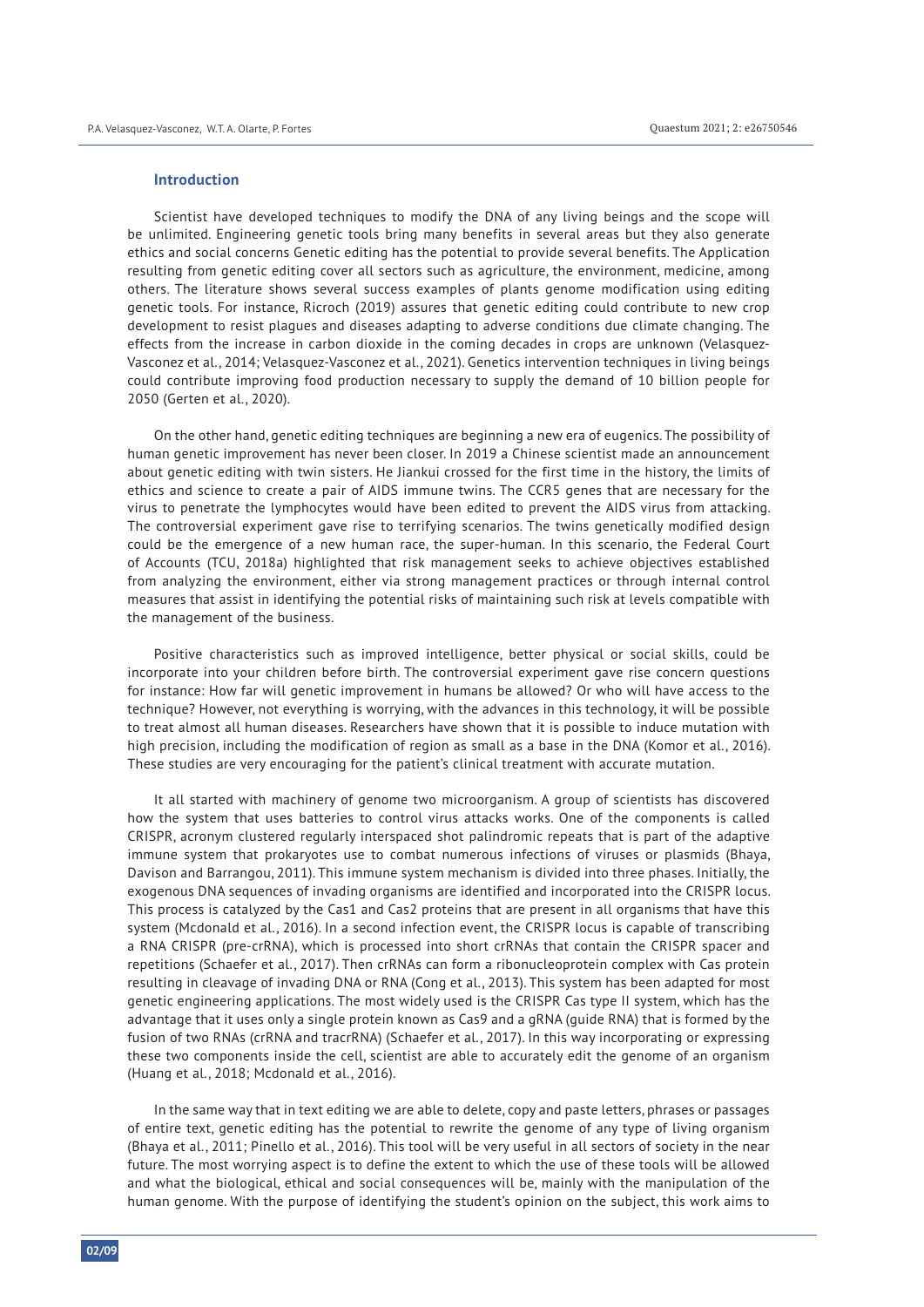## Introduction

Scientist have developed techniques to modify the DNA of any living beings and the scope will be unlimited. Engineering genetic tools bring many benefits in several areas but they also generate ethics and social concerns Genetic editing has the potential to provide several benefits. The Application resulting from genetic editing cover all sectors such as agriculture, the environment, medicine, among others. The literature shows several success examples of plants genome modification using editing genetic tools. For instance, Ricroch (2019) assures that genetic editing could contribute to new crop development to resist plagues and diseases adapting to adverse conditions due climate changing. The effects from the increase in carbon dioxide in the coming decades in crops are unknown (Velasquez-Vasconez et al., 2014; Velasquez-Vasconez et al., 2021). Genetics intervention techniques in living beings could contribute improving food production necessary to supply the demand of 10 billion people for 2050 (Gerten et al., 2020).

On the other hand, genetic editing techniques are beginning a new era of eugenics. The possibility of human genetic improvement has never been closer. In 2019 a Chinese scientist made an announcement about genetic editing with twin sisters. He Jiankui crossed for the first time in the history, the limits of ethics and science to create a pair of AIDS immune twins. The CCR5 genes that are necessary for the virus to penetrate the lymphocytes would have been edited to prevent the AIDS virus from attacking. The controversial experiment gave rise to terrifying scenarios. The twins genetically modified design could be the emergence of a new human race, the super-human. In this scenario, the Federal Court of Accounts (TCU, 2018a) highlighted that risk management seeks to achieve objectives established from analyzing the environment, either via strong management practices or through internal control measures that assist in identifying the potential risks of maintaining such risk at levels compatible with the management of the business.

Positive characteristics such as improved intelligence, better physical or social skills, could be incorporate into your children before birth. The controversial experiment gave rise concern questions for instance: How far will genetic improvement in humans be allowed? Or who will have access to the technique? However, not everything is worrying, with the advances in this technology, it will be possible to treat almost all human diseases. Researchers have shown that it is possible to induce mutation with high precision, including the modification of region as small as a base in the DNA (Komor et al., 2016). These studies are very encouraging for the patient's clinical treatment with accurate mutation.

It all started with machinery of genome two microorganism. A group of scientists has discovered how the system that uses batteries to control virus attacks works. One of the components is called CRISPR, acronym clustered regularly interspaced shot palindromic repeats that is part of the adaptive immune system that prokaryotes use to combat numerous infections of viruses or plasmids (Bhaya, Davison and Barrangou, 2011). This immune system mechanism is divided into three phases. Initially, the exogenous DNA sequences of invading organisms are identified and incorporated into the CRISPR locus. This process is catalyzed by the Cas1 and Cas2 proteins that are present in all organisms that have this system (Mcdonald et al., 2016). In a second infection event, the CRISPR locus is capable of transcribing a RNA CRISPR (pre-crRNA), which is processed into short crRNAs that contain the CRISPR spacer and repetitions (Schaefer et al., 2017). Then crRNAs can form a ribonucleoprotein complex with Cas protein resulting in cleavage of invading DNA or RNA (Cong et al., 2013). This system has been adapted for most genetic engineering applications. The most widely used is the CRISPR Cas type II system, which has the advantage that it uses only a single protein known as Cas9 and a gRNA (guide RNA) that is formed by the fusion of two RNAs (crRNA and tracrRNA) (Schaefer et al., 2017). In this way incorporating or expressing these two components inside the cell, scientist are able to accurately edit the genome of an organism (Huang et al., 2018; Mcdonald et al., 2016).

In the same way that in text editing we are able to delete, copy and paste letters, phrases or passages of entire text, genetic editing has the potential to rewrite the genome of any type of living organism (Bhaya et al., 2011; Pinello et al., 2016). This tool will be very useful in all sectors of society in the near future. The most worrying aspect is to define the extent to which the use of these tools will be allowed and what the biological, ethical and social consequences will be, mainly with the manipulation of the human genome. With the purpose of identifying the student's opinion on the subject, this work aims to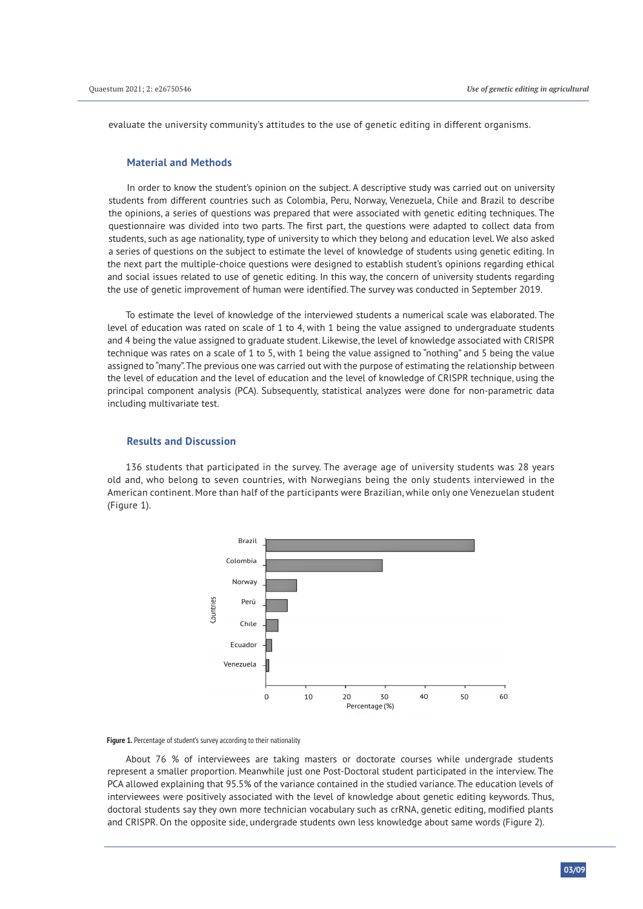evaluate the university community's attitudes to the use of genetic editing in different organisms.

## Material and Methods

In order to know the student's opinion on the subject. A descriptive study was carried out on university students from different countries such as Colombia, Peru, Norway, Venezuela, Chile and Brazil to describe the opinions, a series of questions was prepared that were associated with genetic editing techniques. The questionnaire was divided into two parts. The first part, the questions were adapted to collect data from students, such as age nationality, type of university to which they belong and education level. We also asked a series of questions on the subject to estimate the level of knowledge of students using genetic editing. In the next part the multiple-choice questions were designed to establish student's opinions regarding ethical and social issues related to use of genetic editing. In this way, the concern of university students regarding the use of genetic improvement of human were identified. The survey was conducted in September 2019.

To estimate the level of knowledge of the interviewed students a numerical scale was elaborated. The level of education was rated on scale of 1 to 4, with 1 being the value assigned to undergraduate students and 4 being the value assigned to graduate student. Likewise, the level of knowledge associated with CRISPR technique was rates on a scale of 1 to 5, with 1 being the value assigned to "nothing" and 5 being the value assigned to "many". The previous one was carried out with the purpose of estimating the relationship between the level of education and the level of education and the level of knowledge of CRISPR technique, using the principal component analysis (PCA). Subsequently, statistical analyzes were done for non-parametric data including multivariate test.

## Results and Discussion

136 students that participated in the survey. The average age of university students was 28 years old and, who belong to seven countries, with Norwegians being the only students interviewed in the American continent. More than half of the participants were Brazilian, while only one Venezuelan student (Figure 1).

**Figure 1.** Percentage of student's survey according to their nationality

About 76 % of interviewees are taking masters or doctorate courses while undergrade students represent a smaller proportion. Meanwhile just one Post-Doctoral student participated in the interview. The PCA allowed explaining that 95.5% of the variance contained in the studied variance. The education levels of interviewees were positively associated with the level of knowledge about genetic editing keywords. Thus, doctoral students say they own more technician vocabulary such as crRNA, genetic editing, modified plants and CRISPR. On the opposite side, undergrade students own less knowledge about same words (Figure 2).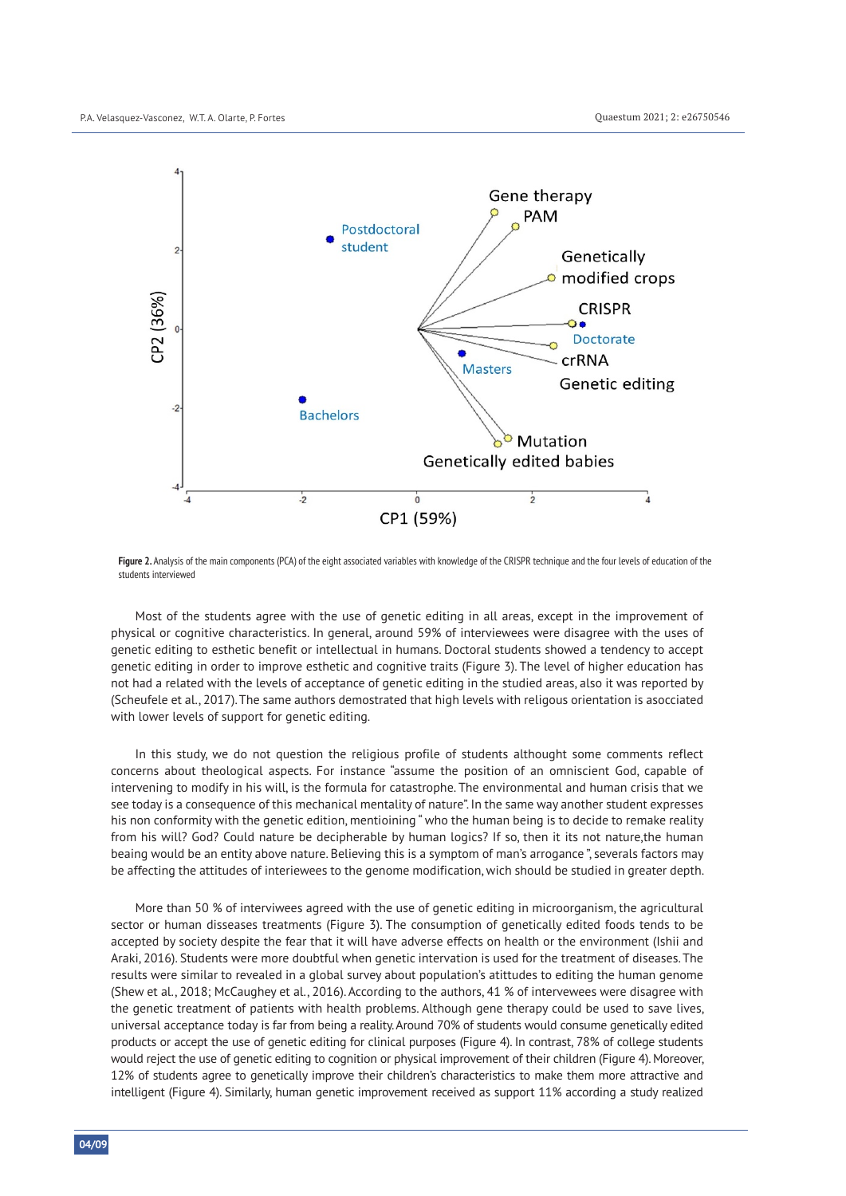**Figure 2.** Analysis of the main components (PCA) of the eight associated variables with knowledge of the CRISPR technique and the four levels of education of the students interviewed

Most of the students agree with the use of genetic editing in all areas, except in the improvement of physical or cognitive characteristics. In general, around 59% of interviewees were disagree with the uses of genetic editing to esthetic benefit or intellectual in humans. Doctoral students showed a tendency to accept genetic editing in order to improve esthetic and cognitive traits (Figure 3). The level of higher education has not had a related with the levels of acceptance of genetic editing in the studied areas, also it was reported by (Scheufele et al., 2017). The same authors demostrated that high levels with relegous orientation is asocciated with lower levels of support for genetic editing.

In this study, we do not question the religious profile of students althought some comments reflect concerns about theological aspects. For instance "assume the position of an omniscient God, capable of intervening to modify in his will, is the formula for catastrophe. The environmental and human crisis that we see today is a consequence of this mechanical mentality of nature". In the same way another student expresses his non conformity with the genetic edition, mentioining " who the human being is to decide to remake reality from his will? God? Could nature be decipherable by human logics? If so, then it its not nature,the human beaing would be an entity above nature. Believing this is a symptom of man's arrogance ", severals factors may be affecting the attitudes of interiewees to the genome modification, wich should be studied in greater depth.

More than 50 % of interviwees agreed with the use of genetic editing in microorganism, the agricultural sector or human disseases treatments (Figure 3). The consumption of genetically edited foods tends to be accepted by society despite the fear that it will have adverse effects on health or the environment (Ishii and Araki, 2016). Students were more doubtful when genetic intervention is used for the treatment of diseases. The results were similar to revealed in a global survey about population's attitudes to editing the human genome (Shew et al., 2018; McCaughey et al., 2016). According to the authors, 41 % of intervewees were disagree with the genetic treatment of patients with health problems. Although gene therapy could be used to save lives, universal acceptance today is far from being a reality. Around 70% of students would consume genetically edited products or accept the use of genetic editing for clinical purposes (Figure 4). In contrast, 78% of college students would reject the use of genetic editing to cognition or physical improvement of their children (Figure 4). Moreover, 12% of students agree to genetically improve their children's characteristics to make them more attractive and intelligent (Figure 4). Similarly, human genetic improvement received as support 11% according a study realized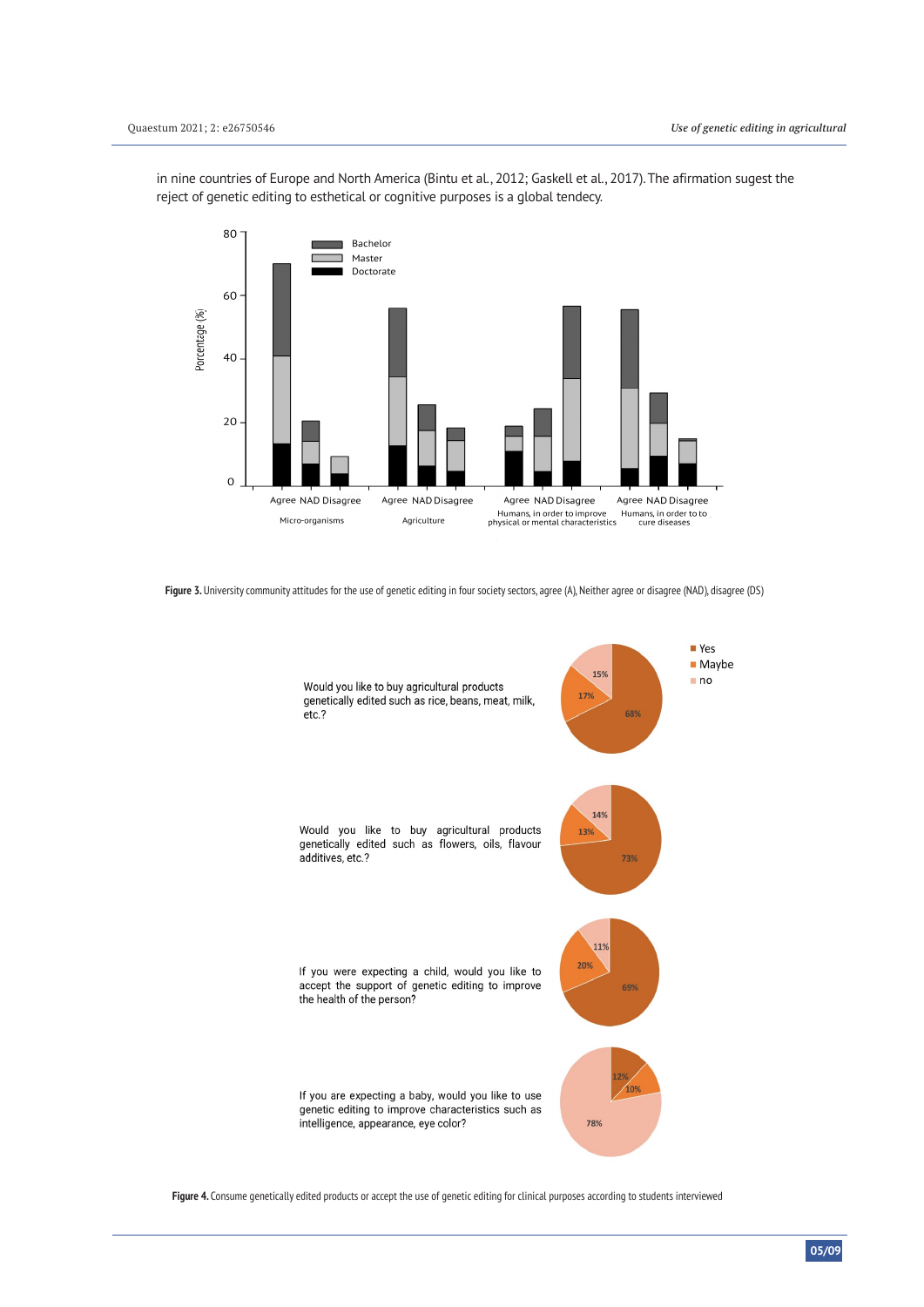in nine countries of Europe and North America (Bintu et al., 2012; Gaskell et al., 2017). The afirmation sugest the reject of genetic editing to esthetical or cognitive purposes is a global tendecy.

**Figure 3.** University community attitudes for the use of genetic editing in four society sectors, agree (A), Neither agree or disagree (NAD), disagree (DS)

**Figure 4.** Consume genetically edited products or accept the use of genetic editing for clinical purposes according to students interviewed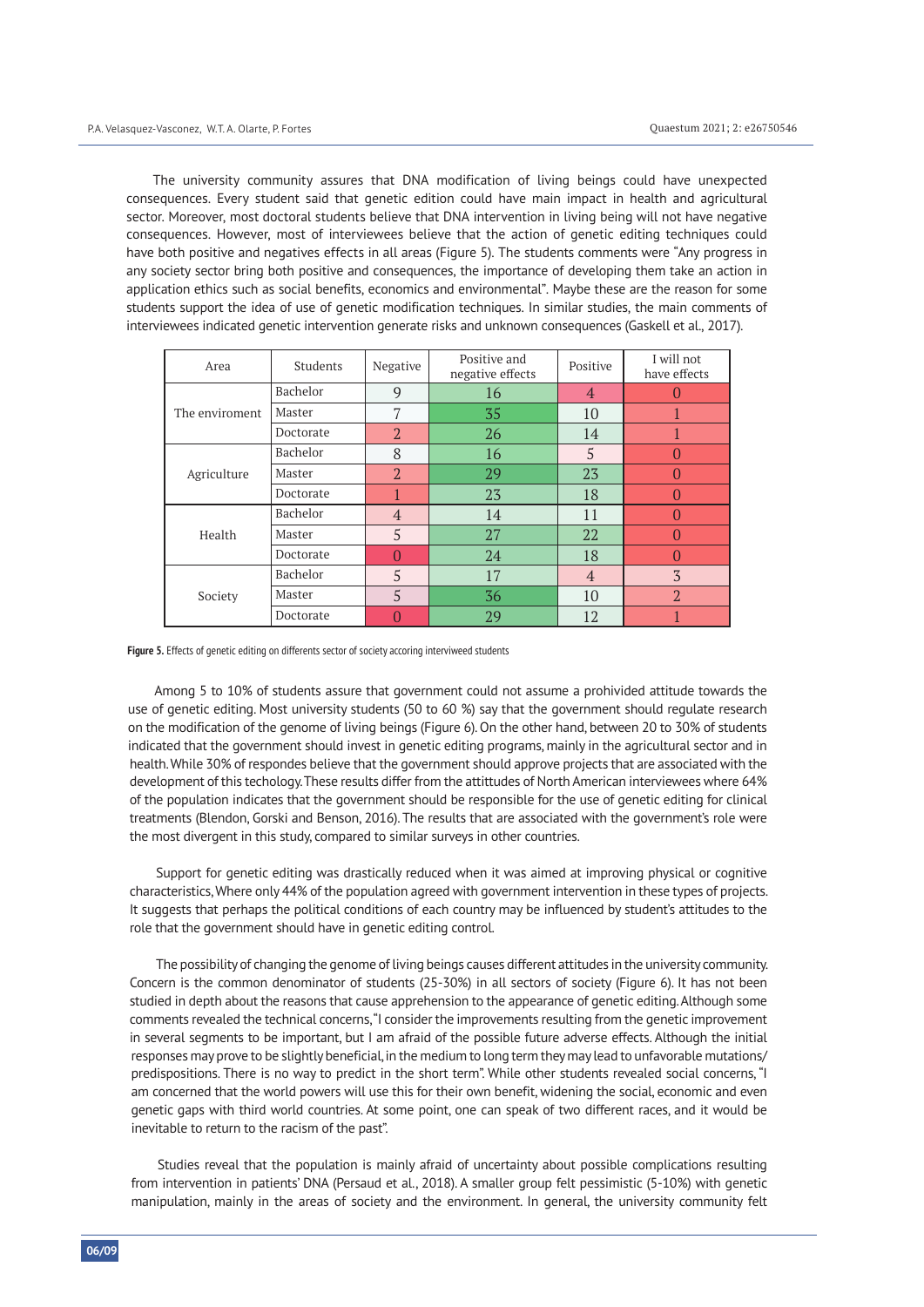The university community assures that DNA modification of living beings could have unexpected consequences. Every student said that genetic edition could have main impact in health and agricultural sector. Moreover, most doctoral students believe that DNA intervention in living being will not have negative consequences. However, most of interviewees believe that the action of genetic editing techniques could have both positive and negatives effects in all areas (Figure 5). The students comments were "Any progress in any society sector bring both positive and consequences, the importance of developing them take an action in application ethics such as social benefits, economics and environmental". Maybe these are the reason for some students support the idea of use of genetic modification techniques. In similar studies, the main comments of interviewees indicated genetic intervention generate risks and unknown consequences (Gaskell et al., 2017).

| Area | Students | Negative | Positive and negative effects | Positive | I will not have effects |
|---|---|---|---|---|---|
| The enviroment | Bachelor | 9 | 16 | 4 | 0 |
| | Master | 7 | 35 | 10 | 1 |
| | Doctorate | 2 | 26 | 14 | 1 |
| Agriculture | Bachelor | 8 | 16 | 5 | 0 |
| | Master | 2 | 29 | 23 | 0 |
| | Doctorate | 1 | 23 | 18 | 0 |
| Health | Bachelor | 4 | 14 | 11 | 0 |
| | Master | 5 | 27 | 22 | 0 |
| | Doctorate | 0 | 24 | 18 | 0 |
| Society | Bachelor | 5 | 17 | 4 | 3 |
| | Master | 5 | 36 | 10 | 2 |
| | Doctorate | 0 | 29 | 12 | 1 |

**Figure 5.** Effects of genetic editing on differents sector of society accoring interviweed students

Among 5 to 10% of students assure that government could not assume a prohivided attitude towards the use of genetic editing. Most university students (50 to 60 %) say that the government should regulate research on the modification of the genome of living beings (Figure 6). On the other hand, between 20 to 30% of students indicated that the government should invest in genetic editing programs, mainly in the agricultural sector and in health. While 30% of respondes believe that the government should approve projects that are associated with the development of this techology. These results differ from the attittudes of North American interviewees where 64% of the population indicates that the government should be responsible for the use of genetic editing for clinical treatments (Blendon, Gorski and Benson, 2016). The results that are associated with the government's role were the most divergent in this study, compared to similar surveys in other countries.

Support for genetic editing was drastically reduced when it was aimed at improving physical or cognitive characteristics, Where only 44% of the population agreed with government intervention in these types of projects. It suggests that perhaps the political conditions of each country may be influenced by student's attitudes to the role that the government should have in genetic editing control.

The possibility of changing the genome of living beings causes different attitudes in the university community. Concern is the common denominator of students (25-30%) in all sectors of society (Figure 6). It has not been studied in depth about the reasons that cause apprehension to the appearance of genetic editing. Although some comments revealed the technical concerns, "I consider the improvements resulting from the genetic improvement in several segments to be important, but I am afraid of the possible future adverse effects. Although the initial responses may prove to be slightly beneficial, in the medium to long term they may lead to unfavorable mutations/ predispositions. There is no way to predict in the short term". While other students revealed social concerns, "I am concerned that the world powers will use this for their own benefit, widening the social, economic and even genetic gaps with third world countries. At some point, one can speak of two different races, and it would be inevitable to return to the racism of the past".

Studies reveal that the population is mainly afraid of uncertainty about possible complications resulting from intervention in patients' DNA (Persaud et al., 2018). A smaller group felt pessimistic (5-10%) with genetic manipulation, mainly in the areas of society and the environment. In general, the university community felt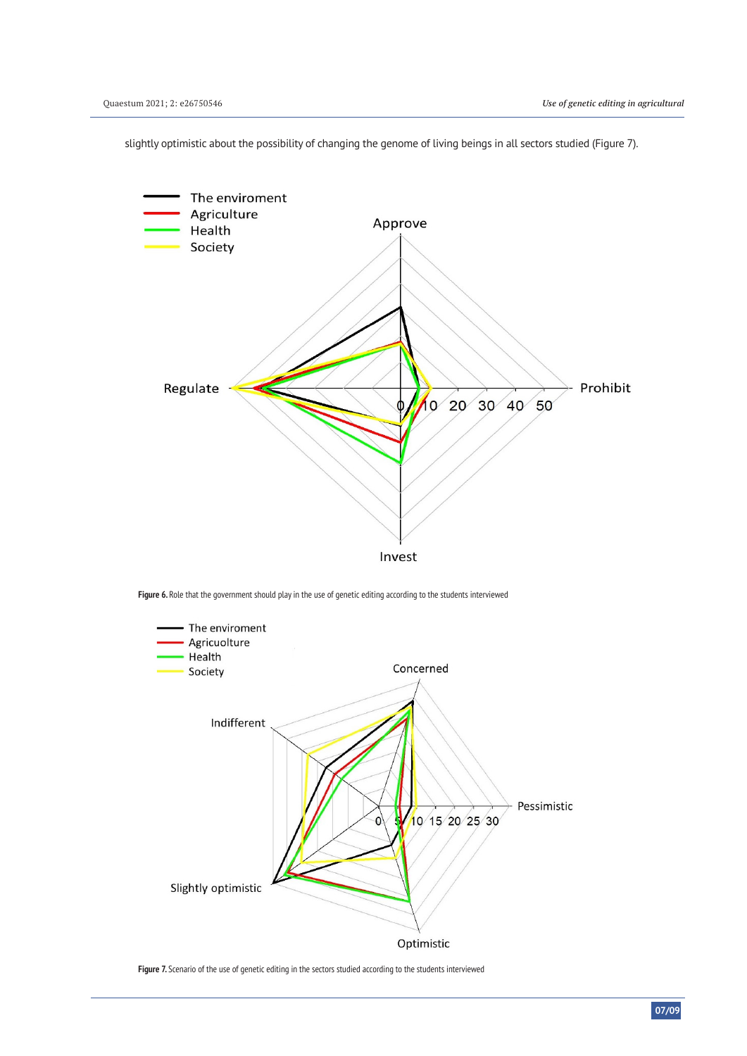slightly optimistic about the possibility of changing the genome of living beings in all sectors studied (Figure 7).

**Figure 6.** Role that the government should play in the use of genetic editing according to the students interviewed

**Figure 7.** Scenario of the use of genetic editing in the sectors studied according to the students interviewed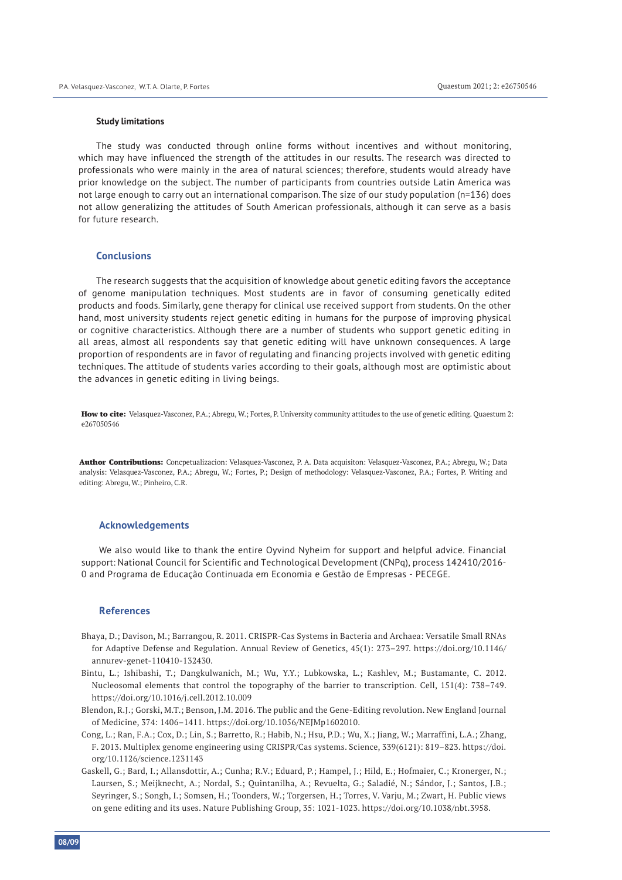### Study limitations

The study was conducted through online forms without incentives and without monitoring, which may have influenced the strength of the attitudes in our results. The research was directed to professionals who were mainly in the area of natural sciences; therefore, students would already have prior knowledge on the subject. The number of participants from countries outside Latin America was not large enough to carry out an international comparison. The size of our study population (n=136) does not allow generalizing the attitudes of South American professionals, although it can serve as a basis for future research.

## Conclusions

The research suggests that the acquisition of knowledge about genetic editing favors the acceptance of genome manipulation techniques. Most students are in favor of consuming genetically edited products and foods. Similarly, gene therapy for clinical use received support from students. On the other hand, most university students reject genetic editing in humans for the purpose of improving physical or cognitive characteristics. Although there are a number of students who support genetic editing in all areas, almost all respondents say that genetic editing will have unknown consequences. A large proportion of respondents are in favor of regulating and financing projects involved with genetic editing techniques. The attitude of students varies according to their goals, although most are optimistic about the advances in genetic editing in living beings.

**How to cite:** Velasquez-Vasconez, P.A.; Abregu, W.; Fortes, P. University community attitudes to the use of genetic editing. Quaestum 2: e267050546

**Author Contributions:** Concpetualizacion: Velasquez-Vasconez, P. A. Data acquisiton: Velasquez-Vasconez, P.A.; Abregu, W.; Data analysis: Velasquez-Vasconez, P.A.; Abregu, W.; Fortes, P.; Design of methodology: Velasquez-Vasconez, P.A.; Fortes, P. Writing and editing: Abregu, W.; Pinheiro, C.R.

## Acknowledgements

We also would like to thank the entire Oyvind Nyheim for support and helpful advice. Financial support: National Council for Scientific and Technological Development (CNPq), process 142410/2016-0 and Programa de Educação Continuada em Economia e Gestão de Empresas - PECEGE.

## References

Bhaya, D.; Davison, M.; Barrangou, R. 2011. CRISPR-Cas Systems in Bacteria and Archaea: Versatile Small RNAs for Adaptive Defense and Regulation. Annual Review of Genetics, 45(1): 273–297. https://doi.org/10.1146/annurev-genet-110410-132430.

Bintu, L.; Ishibashi, T.; Dangkulwanich, M.; Wu, Y.Y.; Lubkowska, L.; Kashlev, M.; Bustamante, C. 2012. Nucleosomal elements that control the topography of the barrier to transcription. Cell, 151(4): 738–749. https://doi.org/10.1016/j.cell.2012.10.009

Blendon, R.J.; Gorski, M.T.; Benson, J.M. 2016. The public and the Gene-Editing revolution. New England Journal of Medicine, 374: 1406–1411. https://doi.org/10.1056/NEJMp1602010.

Cong, L.; Ran, F.A.; Cox, D.; Lin, S.; Barretto, R.; Habib, N.; Hsu, P.D.; Wu, X.; Jiang, W.; Marraffini, L.A.; Zhang, F. 2013. Multiplex genome engineering using CRISPR/Cas systems. Science, 339(6121): 819–823. https://doi.org/10.1126/science.1231143

Gaskell, G.; Bard, I.; Allansdottir, A.; Cunha; R.V.; Eduard, P.; Hampel, J.; Hild, E.; Hofmaier, C.; Kronerger, N.; Laursen, S.; Meijknecht, A.; Nordal, S.; Quintanilha, A.; Revuelta, G.; Saladié, N.; Sándor, J.; Santos, J.B.; Seyringer, S.; Songh, I.; Somsen, H.; Toonders, W.; Torgersen, H.; Torres, V. Varju, M.; Zwart, H. Public views on gene editing and its uses. Nature Publishing Group, 35: 1021-1023. https://doi.org/10.1038/nbt.3958.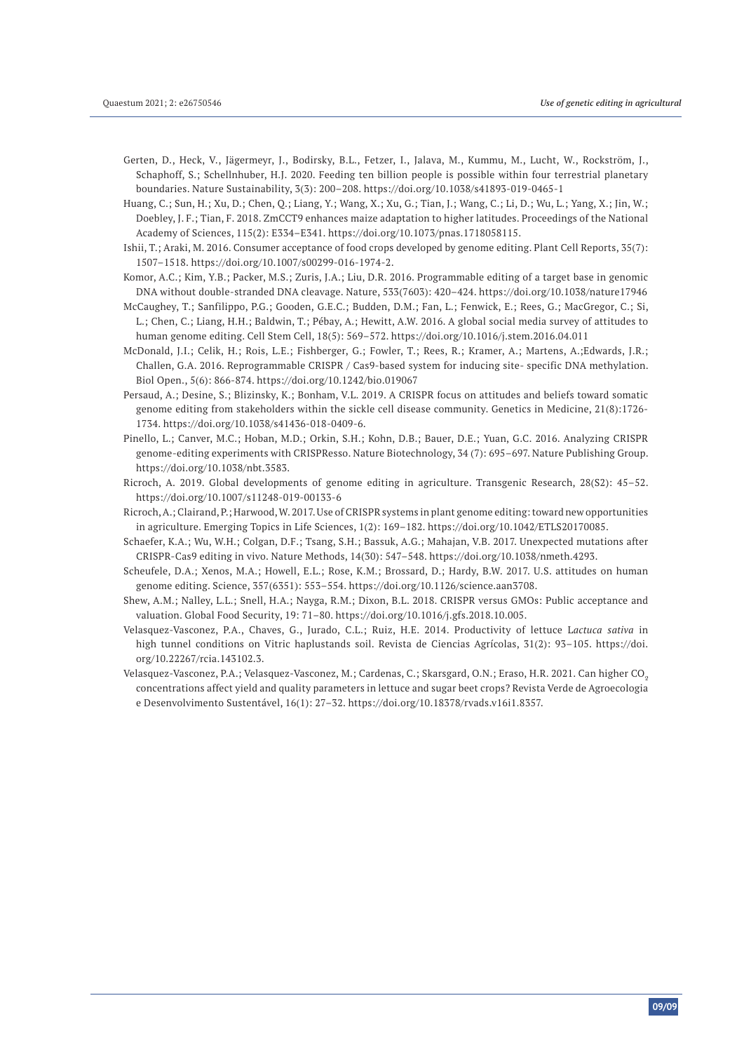Gerten, D., Heck, V., Jägermeyr, J., Bodirsky, B.L., Fetzer, I., Jalava, M., Kummu, M., Lucht, W., Rockström, J., Schaphoff, S.; Schellnhuber, H.J. 2020. Feeding ten billion people is possible within four terrestrial planetary boundaries. Nature Sustainability, 3(3): 200–208. https://doi.org/10.1038/s41893-019-0465-1

Huang, C.; Sun, H.; Xu, D.; Chen, Q.; Liang, Y.; Wang, X.; Xu, G.; Tian, J.; Wang, C.; Li, D.; Wu, L.; Yang, X.; Jin, W.; Doebley, J. F.; Tian, F. 2018. ZmCCT9 enhances maize adaptation to higher latitudes. Proceedings of the National Academy of Sciences, 115(2): E334–E341. https://doi.org/10.1073/pnas.1718058115.

Ishii, T.; Araki, M. 2016. Consumer acceptance of food crops developed by genome editing. Plant Cell Reports, 35(7): 1507–1518. https://doi.org/10.1007/s00299-016-1974-2.

Komor, A.C.; Kim, Y.B.; Packer, M.S.; Zuris, J.A.; Liu, D.R. 2016. Programmable editing of a target base in genomic DNA without double-stranded DNA cleavage. Nature, 533(7603): 420–424. https://doi.org/10.1038/nature17946

McCaughey, T.; Sanfilippo, P.G.; Gooden, G.E.C.; Budden, D.M.; Fan, L.; Fenwick, E.; Rees, G.; MacGregor, C.; Si, L.; Chen, C.; Liang, H.H.; Baldwin, T.; Pébay, A.; Hewitt, A.W. 2016. A global social media survey of attitudes to human genome editing. Cell Stem Cell, 18(5): 569–572. https://doi.org/10.1016/j.stem.2016.04.011

McDonald, J.I.; Celik, H.; Rois, L.E.; Fishberger, G.; Fowler, T.; Rees, R.; Kramer, A.; Martens, A.;Edwards, J.R.; Challen, G.A. 2016. Reprogrammable CRISPR / Cas9-based system for inducing site- specific DNA methylation. Biol Open., 5(6): 866-874. https://doi.org/10.1242/bio.019067

Persaud, A.; Desine, S.; Blizinsky, K.; Bonham, V.L. 2019. A CRISPR focus on attitudes and beliefs toward somatic genome editing from stakeholders within the sickle cell disease community. Genetics in Medicine, 21(8):1726-1734. https://doi.org/10.1038/s41436-018-0409-6.

Pinello, L.; Canver, M.C.; Hoban, M.D.; Orkin, S.H.; Kohn, D.B.; Bauer, D.E.; Yuan, G.C. 2016. Analyzing CRISPR genome-editing experiments with CRISPResso. Nature Biotechnology, 34 (7): 695–697. Nature Publishing Group. https://doi.org/10.1038/nbt.3583.

Ricroch, A. 2019. Global developments of genome editing in agriculture. Transgenic Research, 28(S2): 45–52. https://doi.org/10.1007/s11248-019-00133-6

Ricroch, A.; Clairand, P.; Harwood, W. 2017. Use of CRISPR systems in plant genome editing: toward new opportunities in agriculture. Emerging Topics in Life Sciences, 1(2): 169–182. https://doi.org/10.1042/ETLS20170085.

Schaefer, K.A.; Wu, W.H.; Colgan, D.F.; Tsang, S.H.; Bassuk, A.G.; Mahajan, V.B. 2017. Unexpected mutations after CRISPR-Cas9 editing in vivo. Nature Methods, 14(30): 547–548. https://doi.org/10.1038/nmeth.4293.

Scheufele, D.A.; Xenos, M.A.; Howell, E.L.; Rose, K.M.; Brossard, D.; Hardy, B.W. 2017. U.S. attitudes on human genome editing. Science, 357(6351): 553–554. https://doi.org/10.1126/science.aan3708.

Shew, A.M.; Nalley, L.L.; Snell, H.A.; Nayga, R.M.; Dixon, B.L. 2018. CRISPR versus GMOs: Public acceptance and valuation. Global Food Security, 19: 71–80. https://doi.org/10.1016/j.gfs.2018.10.005.

Velasquez-Vasconez, P.A., Chaves, G., Jurado, C.L.; Ruiz, H.E. 2014. Productivity of lettuce L*actuca sativa* in high tunnel conditions on Vitric haplustands soil. Revista de Ciencias Agrícolas, 31(2): 93–105. https://doi.org/10.22267/rcia.143102.3.

Velasquez-Vasconez, P.A.; Velasquez-Vasconez, M.; Cardenas, C.; Skarsgard, O.N.; Eraso, H.R. 2021. Can higher $CO_2$ concentrations affect yield and quality parameters in lettuce and sugar beet crops? Revista Verde de Agroecologia e Desenvolvimento Sustentável, 16(1): 27–32. https://doi.org/10.18378/rvads.v16i1.8357.